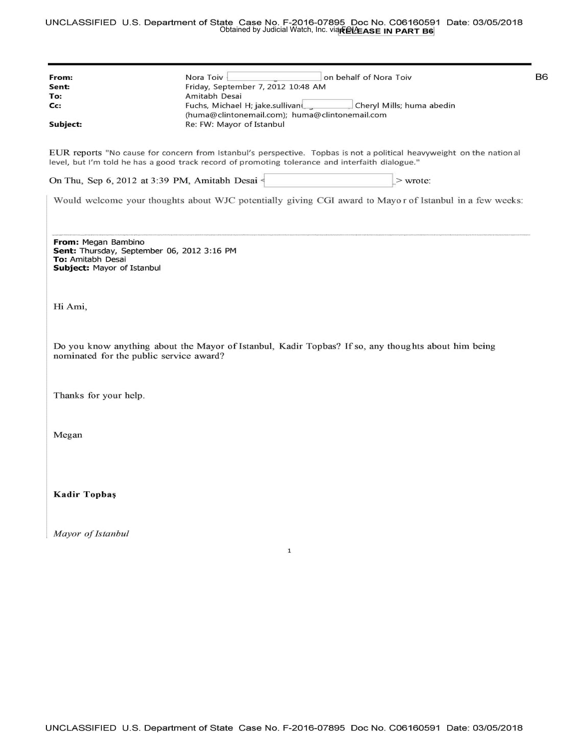| | |
|---|---|
| **From:** | Nora Toiv [ ] on behalf of Nora Toiv |
| **Sent:** | Friday, September 7, 2012 10:48 AM |
| **To:** | Amitabh Desai |
| **Cc:** | Fuchs, Michael H; jake.sullivan[ ] Cheryl Mills; huma abedin (huma@clintonemail.com); huma@clintonemail.com |
| **Subject:** | Re: FW: Mayor of Istanbul |

B6

EUR reports "No cause for concern from Istanbul's perspective. Topbas is not a political heavyweight on the national level, but I'm told he has a good track record of promoting tolerance and interfaith dialogue."

On Thu, Sep 6, 2012 at 3:39 PM, Amitabh Desai <[ ]> wrote:

> Would welcome your thoughts about WJC potentially giving CGI award to Mayor of Istanbul in a few weeks:
>
> ---
>
> **From:** Megan Bambino
> **Sent:** Thursday, September 06, 2012 3:16 PM
> **To:** Amitabh Desai
> **Subject:** Mayor of Istanbul
>
> Hi Ami,
>
> Do you know anything about the Mayor of Istanbul, Kadir Topbas? If so, any thoughts about him being nominated for the public service award?
>
> Thanks for your help.
>
> Megan
>
> **Kadir Topbaş**
>
> *Mayor of Istanbul*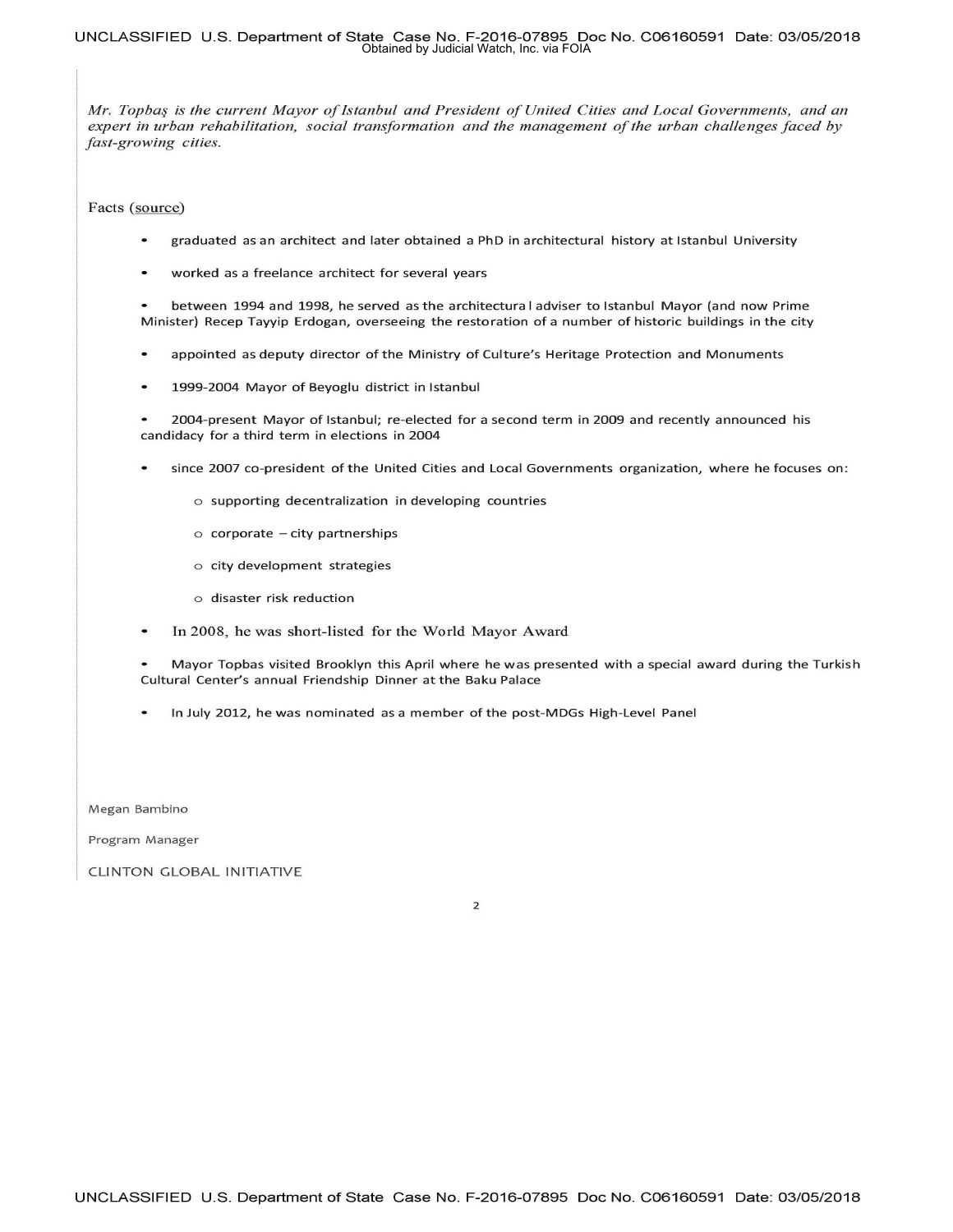*Mr. Topbaş is the current Mayor of Istanbul and President of United Cities and Local Governments, and an expert in urban rehabilitation, social transformation and the management of the urban challenges faced by fast-growing cities.*

Facts (source)

- graduated as an architect and later obtained a PhD in architectural history at Istanbul University
- worked as a freelance architect for several years
- between 1994 and 1998, he served as the architectura l adviser to Istanbul Mayor (and now Prime Minister) Recep Tayyip Erdogan, overseeing the restoration of a number of historic buildings in the city
- appointed as deputy director of the Ministry of Culture's Heritage Protection and Monuments
- 1999-2004 Mayor of Beyoglu district in Istanbul
- 2004-present Mayor of Istanbul; re-elected for a second term in 2009 and recently announced his candidacy for a third term in elections in 2004
- since 2007 co-president of the United Cities and Local Governments organization, where he focuses on:
  - supporting decentralization in developing countries
  - corporate – city partnerships
  - city development strategies
  - disaster risk reduction
- In 2008, he was short-listed for the World Mayor Award
- Mayor Topbas visited Brooklyn this April where he was presented with a special award during the Turkish Cultural Center's annual Friendship Dinner at the Baku Palace
- In July 2012, he was nominated as a member of the post-MDGs High-Level Panel

Megan Bambino

Program Manager

CLINTON GLOBAL INITIATIVE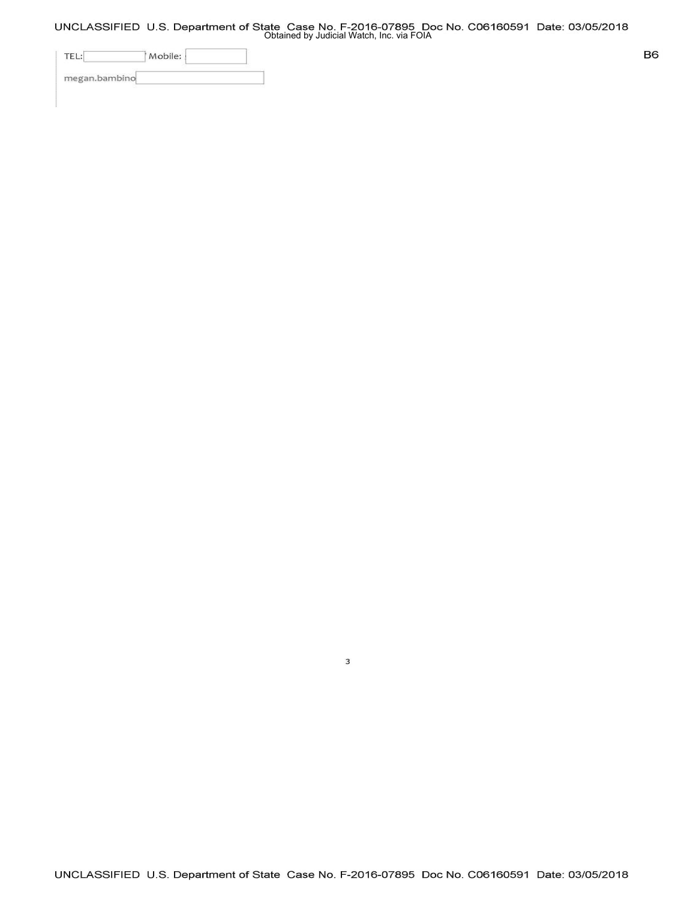TEL: [ ] Mobile: [ ]

megan.bambino[ ]

B6